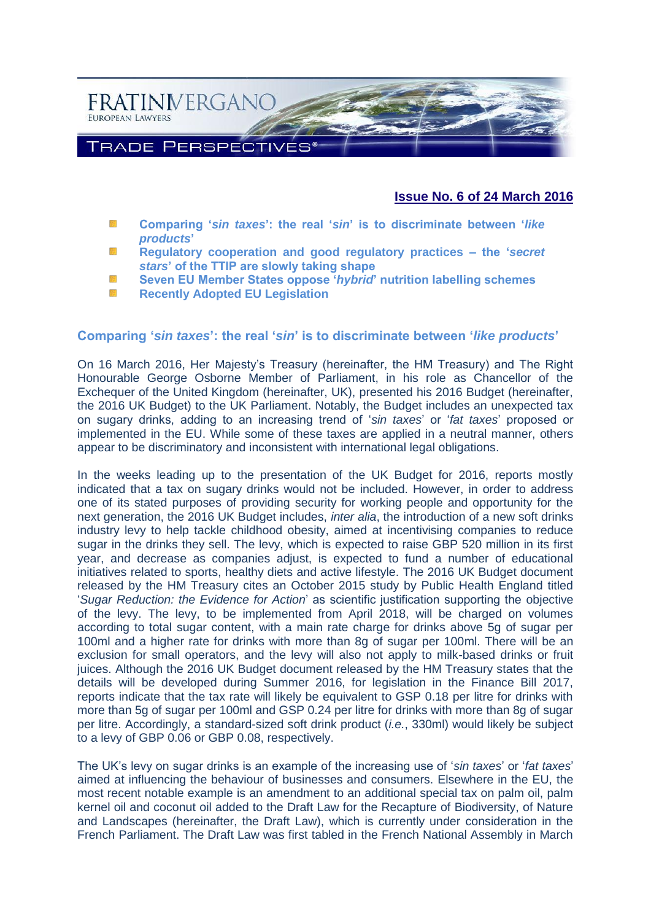FRATINIVERGANO
EUROPEAN LAWYERS

TRADE PERSPECTIVES®

**Issue No. 6 of 24 March 2016**

- **Comparing '*sin taxes*': the real '*sin*' is to discriminate between '*like products*'**
- **Regulatory cooperation and good regulatory practices – the '*secret stars*' of the TTIP are slowly taking shape**
- **Seven EU Member States oppose '*hybrid*' nutrition labelling schemes**
- **Recently Adopted EU Legislation**

## Comparing '*sin taxes*': the real '*sin*' is to discriminate between '*like products*'

On 16 March 2016, Her Majesty's Treasury (hereinafter, the HM Treasury) and The Right Honourable George Osborne Member of Parliament, in his role as Chancellor of the Exchequer of the United Kingdom (hereinafter, UK), presented his 2016 Budget (hereinafter, the 2016 UK Budget) to the UK Parliament. Notably, the Budget includes an unexpected tax on sugary drinks, adding to an increasing trend of '*sin taxes*' or '*fat taxes*' proposed or implemented in the EU. While some of these taxes are applied in a neutral manner, others appear to be discriminatory and inconsistent with international legal obligations.

In the weeks leading up to the presentation of the UK Budget for 2016, reports mostly indicated that a tax on sugary drinks would not be included. However, in order to address one of its stated purposes of providing security for working people and opportunity for the next generation, the 2016 UK Budget includes, *inter alia*, the introduction of a new soft drinks industry levy to help tackle childhood obesity, aimed at incentivising companies to reduce sugar in the drinks they sell. The levy, which is expected to raise GBP 520 million in its first year, and decrease as companies adjust, is expected to fund a number of educational initiatives related to sports, healthy diets and active lifestyle. The 2016 UK Budget document released by the HM Treasury cites an October 2015 study by Public Health England titled '*Sugar Reduction: the Evidence for Action*' as scientific justification supporting the objective of the levy. The levy, to be implemented from April 2018, will be charged on volumes according to total sugar content, with a main rate charge for drinks above 5g of sugar per 100ml and a higher rate for drinks with more than 8g of sugar per 100ml. There will be an exclusion for small operators, and the levy will also not apply to milk-based drinks or fruit juices. Although the 2016 UK Budget document released by the HM Treasury states that the details will be developed during Summer 2016, for legislation in the Finance Bill 2017, reports indicate that the tax rate will likely be equivalent to GSP 0.18 per litre for drinks with more than 5g of sugar per 100ml and GSP 0.24 per litre for drinks with more than 8g of sugar per litre. Accordingly, a standard-sized soft drink product (*i.e.*, 330ml) would likely be subject to a levy of GBP 0.06 or GBP 0.08, respectively.

The UK's levy on sugar drinks is an example of the increasing use of '*sin taxes*' or '*fat taxes*' aimed at influencing the behaviour of businesses and consumers. Elsewhere in the EU, the most recent notable example is an amendment to an additional special tax on palm oil, palm kernel oil and coconut oil added to the Draft Law for the Recapture of Biodiversity, of Nature and Landscapes (hereinafter, the Draft Law), which is currently under consideration in the French Parliament. The Draft Law was first tabled in the French National Assembly in March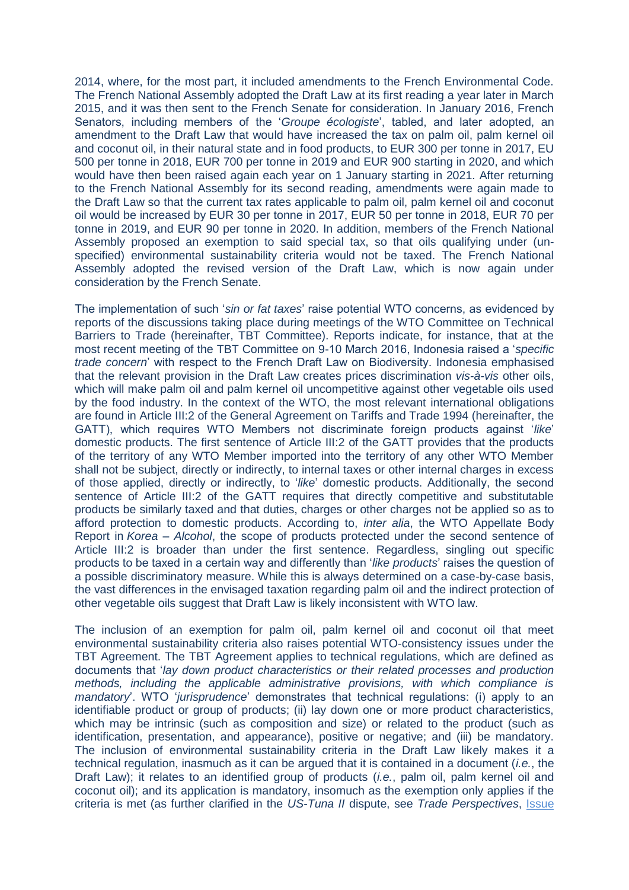2014, where, for the most part, it included amendments to the French Environmental Code. The French National Assembly adopted the Draft Law at its first reading a year later in March 2015, and it was then sent to the French Senate for consideration. In January 2016, French Senators, including members of the '*Groupe écologiste*', tabled, and later adopted, an amendment to the Draft Law that would have increased the tax on palm oil, palm kernel oil and coconut oil, in their natural state and in food products, to EUR 300 per tonne in 2017, EU 500 per tonne in 2018, EUR 700 per tonne in 2019 and EUR 900 starting in 2020, and which would have then been raised again each year on 1 January starting in 2021. After returning to the French National Assembly for its second reading, amendments were again made to the Draft Law so that the current tax rates applicable to palm oil, palm kernel oil and coconut oil would be increased by EUR 30 per tonne in 2017, EUR 50 per tonne in 2018, EUR 70 per tonne in 2019, and EUR 90 per tonne in 2020. In addition, members of the French National Assembly proposed an exemption to said special tax, so that oils qualifying under (un-specified) environmental sustainability criteria would not be taxed. The French National Assembly adopted the revised version of the Draft Law, which is now again under consideration by the French Senate.

The implementation of such '*sin or fat taxes*' raise potential WTO concerns, as evidenced by reports of the discussions taking place during meetings of the WTO Committee on Technical Barriers to Trade (hereinafter, TBT Committee). Reports indicate, for instance, that at the most recent meeting of the TBT Committee on 9-10 March 2016, Indonesia raised a '*specific trade concern*' with respect to the French Draft Law on Biodiversity. Indonesia emphasised that the relevant provision in the Draft Law creates prices discrimination *vis-à-vis* other oils, which will make palm oil and palm kernel oil uncompetitive against other vegetable oils used by the food industry. In the context of the WTO, the most relevant international obligations are found in Article III:2 of the General Agreement on Tariffs and Trade 1994 (hereinafter, the GATT), which requires WTO Members not discriminate foreign products against '*like*' domestic products. The first sentence of Article III:2 of the GATT provides that the products of the territory of any WTO Member imported into the territory of any other WTO Member shall not be subject, directly or indirectly, to internal taxes or other internal charges in excess of those applied, directly or indirectly, to '*like*' domestic products. Additionally, the second sentence of Article III:2 of the GATT requires that directly competitive and substitutable products be similarly taxed and that duties, charges or other charges not be applied so as to afford protection to domestic products. According to, *inter alia*, the WTO Appellate Body Report in *Korea – Alcohol*, the scope of products protected under the second sentence of Article III:2 is broader than under the first sentence. Regardless, singling out specific products to be taxed in a certain way and differently than '*like products*' raises the question of a possible discriminatory measure. While this is always determined on a case-by-case basis, the vast differences in the envisaged taxation regarding palm oil and the indirect protection of other vegetable oils suggest that Draft Law is likely inconsistent with WTO law.

The inclusion of an exemption for palm oil, palm kernel oil and coconut oil that meet environmental sustainability criteria also raises potential WTO-consistency issues under the TBT Agreement. The TBT Agreement applies to technical regulations, which are defined as documents that '*lay down product characteristics or their related processes and production methods, including the applicable administrative provisions, with which compliance is mandatory*'. WTO '*jurisprudence*' demonstrates that technical regulations: (i) apply to an identifiable product or group of products; (ii) lay down one or more product characteristics, which may be intrinsic (such as composition and size) or related to the product (such as identification, presentation, and appearance), positive or negative; and (iii) be mandatory. The inclusion of environmental sustainability criteria in the Draft Law likely makes it a technical regulation, inasmuch as it can be argued that it is contained in a document (*i.e.*, the Draft Law); it relates to an identified group of products (*i.e.*, palm oil, palm kernel oil and coconut oil); and its application is mandatory, insomuch as the exemption only applies if the criteria is met (as further clarified in the *US-Tuna II* dispute, see *Trade Perspectives*, Issue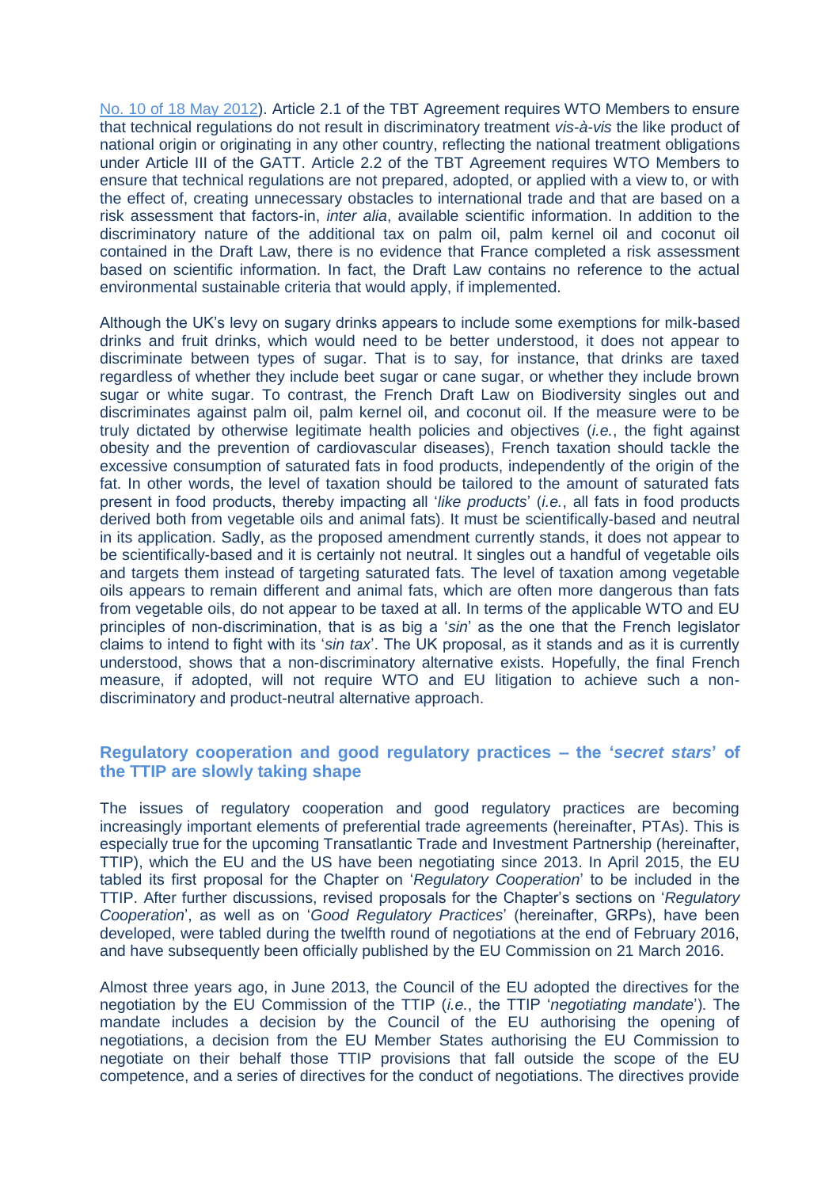No. 10 of 18 May 2012). Article 2.1 of the TBT Agreement requires WTO Members to ensure that technical regulations do not result in discriminatory treatment *vis-à-vis* the like product of national origin or originating in any other country, reflecting the national treatment obligations under Article III of the GATT. Article 2.2 of the TBT Agreement requires WTO Members to ensure that technical regulations are not prepared, adopted, or applied with a view to, or with the effect of, creating unnecessary obstacles to international trade and that are based on a risk assessment that factors-in, *inter alia*, available scientific information. In addition to the discriminatory nature of the additional tax on palm oil, palm kernel oil and coconut oil contained in the Draft Law, there is no evidence that France completed a risk assessment based on scientific information. In fact, the Draft Law contains no reference to the actual environmental sustainable criteria that would apply, if implemented.

Although the UK's levy on sugary drinks appears to include some exemptions for milk-based drinks and fruit drinks, which would need to be better understood, it does not appear to discriminate between types of sugar. That is to say, for instance, that drinks are taxed regardless of whether they include beet sugar or cane sugar, or whether they include brown sugar or white sugar. To contrast, the French Draft Law on Biodiversity singles out and discriminates against palm oil, palm kernel oil, and coconut oil. If the measure were to be truly dictated by otherwise legitimate health policies and objectives (*i.e.*, the fight against obesity and the prevention of cardiovascular diseases), French taxation should tackle the excessive consumption of saturated fats in food products, independently of the origin of the fat. In other words, the level of taxation should be tailored to the amount of saturated fats present in food products, thereby impacting all '*like products*' (*i.e.*, all fats in food products derived both from vegetable oils and animal fats). It must be scientifically-based and neutral in its application. Sadly, as the proposed amendment currently stands, it does not appear to be scientifically-based and it is certainly not neutral. It singles out a handful of vegetable oils and targets them instead of targeting saturated fats. The level of taxation among vegetable oils appears to remain different and animal fats, which are often more dangerous than fats from vegetable oils, do not appear to be taxed at all. In terms of the applicable WTO and EU principles of non-discrimination, that is as big a '*sin*' as the one that the French legislator claims to intend to fight with its '*sin tax*'. The UK proposal, as it stands and as it is currently understood, shows that a non-discriminatory alternative exists. Hopefully, the final French measure, if adopted, will not require WTO and EU litigation to achieve such a non-discriminatory and product-neutral alternative approach.

## Regulatory cooperation and good regulatory practices – the '*secret stars*' of the TTIP are slowly taking shape

The issues of regulatory cooperation and good regulatory practices are becoming increasingly important elements of preferential trade agreements (hereinafter, PTAs). This is especially true for the upcoming Transatlantic Trade and Investment Partnership (hereinafter, TTIP), which the EU and the US have been negotiating since 2013. In April 2015, the EU tabled its first proposal for the Chapter on '*Regulatory Cooperation*' to be included in the TTIP. After further discussions, revised proposals for the Chapter's sections on '*Regulatory Cooperation*', as well as on '*Good Regulatory Practices*' (hereinafter, GRPs), have been developed, were tabled during the twelfth round of negotiations at the end of February 2016, and have subsequently been officially published by the EU Commission on 21 March 2016.

Almost three years ago, in June 2013, the Council of the EU adopted the directives for the negotiation by the EU Commission of the TTIP (*i.e.*, the TTIP '*negotiating mandate*'). The mandate includes a decision by the Council of the EU authorising the opening of negotiations, a decision from the EU Member States authorising the EU Commission to negotiate on their behalf those TTIP provisions that fall outside the scope of the EU competence, and a series of directives for the conduct of negotiations. The directives provide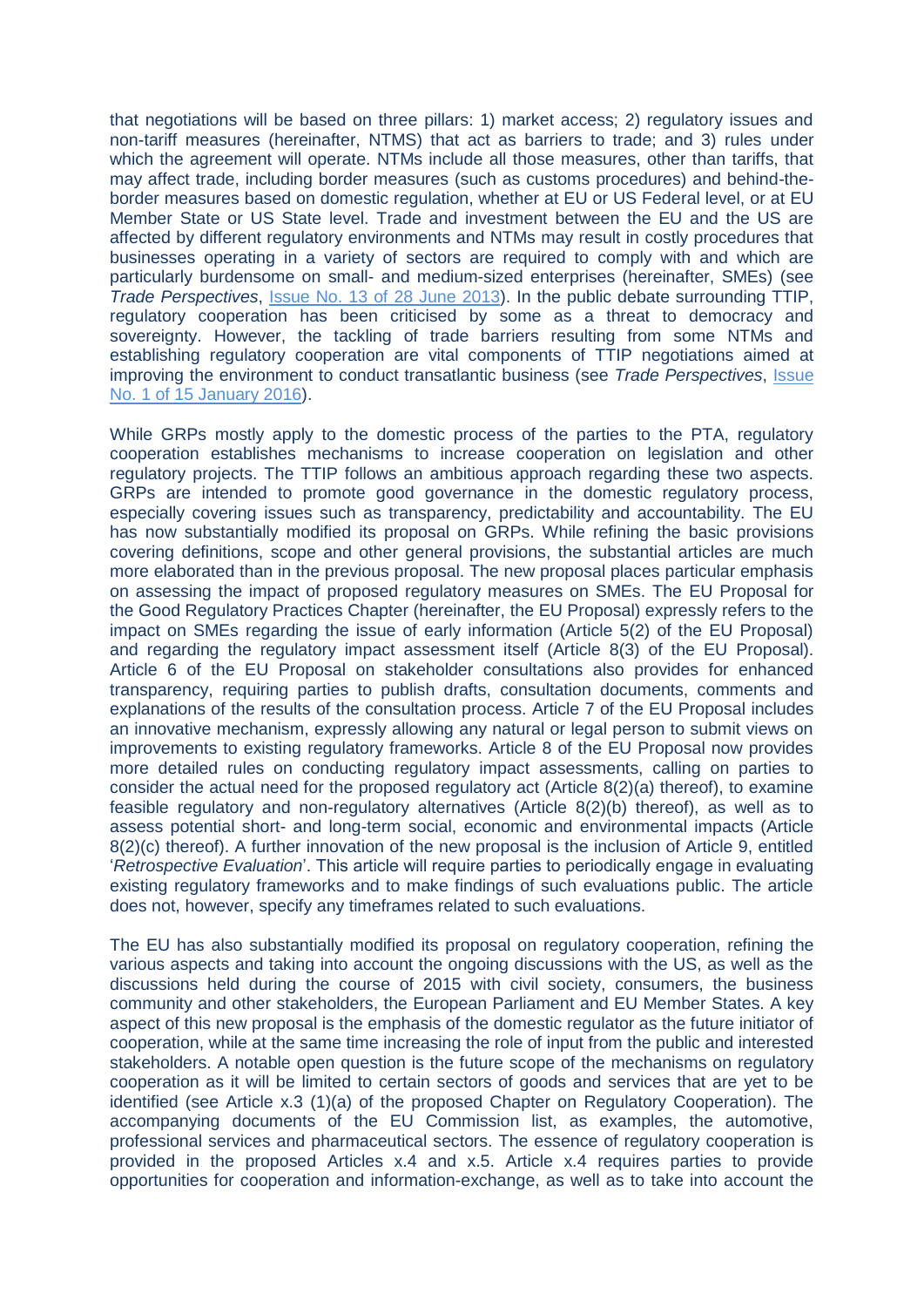that negotiations will be based on three pillars: 1) market access; 2) regulatory issues and non-tariff measures (hereinafter, NTMS) that act as barriers to trade; and 3) rules under which the agreement will operate. NTMs include all those measures, other than tariffs, that may affect trade, including border measures (such as customs procedures) and behind-the-border measures based on domestic regulation, whether at EU or US Federal level, or at EU Member State or US State level. Trade and investment between the EU and the US are affected by different regulatory environments and NTMs may result in costly procedures that businesses operating in a variety of sectors are required to comply with and which are particularly burdensome on small- and medium-sized enterprises (hereinafter, SMEs) (see *Trade Perspectives*, Issue No. 13 of 28 June 2013). In the public debate surrounding TTIP, regulatory cooperation has been criticised by some as a threat to democracy and sovereignty. However, the tackling of trade barriers resulting from some NTMs and establishing regulatory cooperation are vital components of TTIP negotiations aimed at improving the environment to conduct transatlantic business (see *Trade Perspectives*, Issue No. 1 of 15 January 2016).

While GRPs mostly apply to the domestic process of the parties to the PTA, regulatory cooperation establishes mechanisms to increase cooperation on legislation and other regulatory projects. The TTIP follows an ambitious approach regarding these two aspects. GRPs are intended to promote good governance in the domestic regulatory process, especially covering issues such as transparency, predictability and accountability. The EU has now substantially modified its proposal on GRPs. While refining the basic provisions covering definitions, scope and other general provisions, the substantial articles are much more elaborated than in the previous proposal. The new proposal places particular emphasis on assessing the impact of proposed regulatory measures on SMEs. The EU Proposal for the Good Regulatory Practices Chapter (hereinafter, the EU Proposal) expressly refers to the impact on SMEs regarding the issue of early information (Article 5(2) of the EU Proposal) and regarding the regulatory impact assessment itself (Article 8(3) of the EU Proposal). Article 6 of the EU Proposal on stakeholder consultations also provides for enhanced transparency, requiring parties to publish drafts, consultation documents, comments and explanations of the results of the consultation process. Article 7 of the EU Proposal includes an innovative mechanism, expressly allowing any natural or legal person to submit views on improvements to existing regulatory frameworks. Article 8 of the EU Proposal now provides more detailed rules on conducting regulatory impact assessments, calling on parties to consider the actual need for the proposed regulatory act (Article 8(2)(a) thereof), to examine feasible regulatory and non-regulatory alternatives (Article 8(2)(b) thereof), as well as to assess potential short- and long-term social, economic and environmental impacts (Article 8(2)(c) thereof). A further innovation of the new proposal is the inclusion of Article 9, entitled '*Retrospective Evaluation*'. This article will require parties to periodically engage in evaluating existing regulatory frameworks and to make findings of such evaluations public. The article does not, however, specify any timeframes related to such evaluations.

The EU has also substantially modified its proposal on regulatory cooperation, refining the various aspects and taking into account the ongoing discussions with the US, as well as the discussions held during the course of 2015 with civil society, consumers, the business community and other stakeholders, the European Parliament and EU Member States. A key aspect of this new proposal is the emphasis of the domestic regulator as the future initiator of cooperation, while at the same time increasing the role of input from the public and interested stakeholders. A notable open question is the future scope of the mechanisms on regulatory cooperation as it will be limited to certain sectors of goods and services that are yet to be identified (see Article x.3 (1)(a) of the proposed Chapter on Regulatory Cooperation). The accompanying documents of the EU Commission list, as examples, the automotive, professional services and pharmaceutical sectors. The essence of regulatory cooperation is provided in the proposed Articles x.4 and x.5. Article x.4 requires parties to provide opportunities for cooperation and information-exchange, as well as to take into account the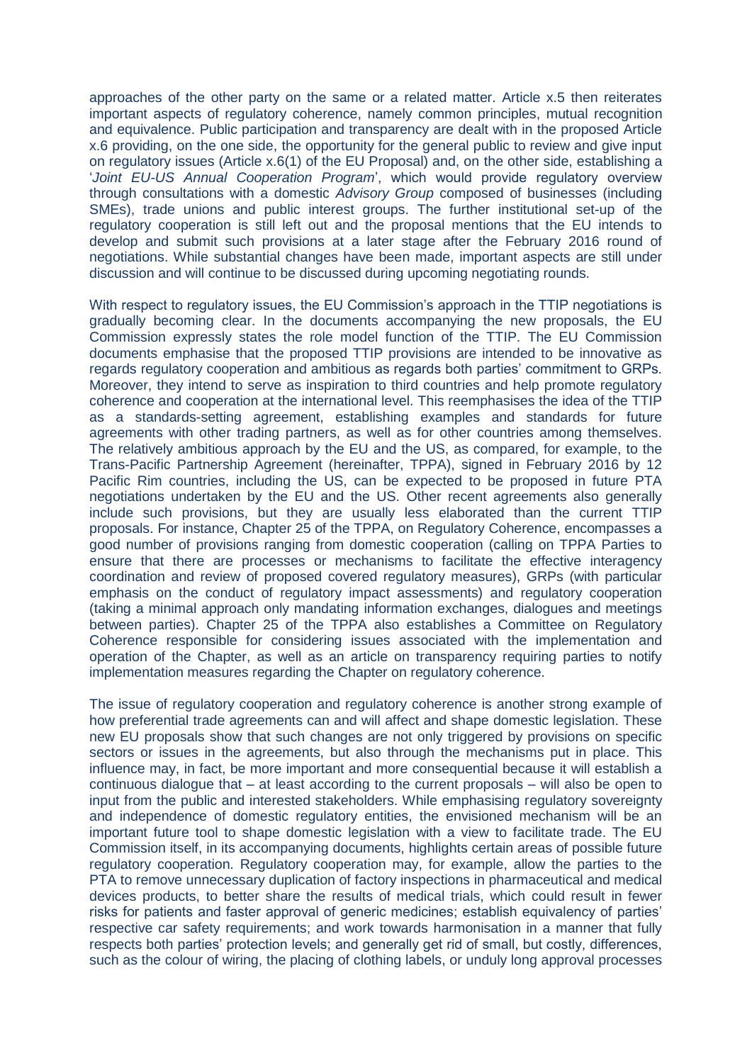approaches of the other party on the same or a related matter. Article x.5 then reiterates important aspects of regulatory coherence, namely common principles, mutual recognition and equivalence. Public participation and transparency are dealt with in the proposed Article x.6 providing, on the one side, the opportunity for the general public to review and give input on regulatory issues (Article x.6(1) of the EU Proposal) and, on the other side, establishing a '*Joint EU-US Annual Cooperation Program*', which would provide regulatory overview through consultations with a domestic *Advisory Group* composed of businesses (including SMEs), trade unions and public interest groups. The further institutional set-up of the regulatory cooperation is still left out and the proposal mentions that the EU intends to develop and submit such provisions at a later stage after the February 2016 round of negotiations. While substantial changes have been made, important aspects are still under discussion and will continue to be discussed during upcoming negotiating rounds.

With respect to regulatory issues, the EU Commission's approach in the TTIP negotiations is gradually becoming clear. In the documents accompanying the new proposals, the EU Commission expressly states the role model function of the TTIP. The EU Commission documents emphasise that the proposed TTIP provisions are intended to be innovative as regards regulatory cooperation and ambitious as regards both parties' commitment to GRPs. Moreover, they intend to serve as inspiration to third countries and help promote regulatory coherence and cooperation at the international level. This reemphasises the idea of the TTIP as a standards-setting agreement, establishing examples and standards for future agreements with other trading partners, as well as for other countries among themselves. The relatively ambitious approach by the EU and the US, as compared, for example, to the Trans-Pacific Partnership Agreement (hereinafter, TPPA), signed in February 2016 by 12 Pacific Rim countries, including the US, can be expected to be proposed in future PTA negotiations undertaken by the EU and the US. Other recent agreements also generally include such provisions, but they are usually less elaborated than the current TTIP proposals. For instance, Chapter 25 of the TPPA, on Regulatory Coherence, encompasses a good number of provisions ranging from domestic cooperation (calling on TPPA Parties to ensure that there are processes or mechanisms to facilitate the effective interagency coordination and review of proposed covered regulatory measures), GRPs (with particular emphasis on the conduct of regulatory impact assessments) and regulatory cooperation (taking a minimal approach only mandating information exchanges, dialogues and meetings between parties). Chapter 25 of the TPPA also establishes a Committee on Regulatory Coherence responsible for considering issues associated with the implementation and operation of the Chapter, as well as an article on transparency requiring parties to notify implementation measures regarding the Chapter on regulatory coherence.

The issue of regulatory cooperation and regulatory coherence is another strong example of how preferential trade agreements can and will affect and shape domestic legislation. These new EU proposals show that such changes are not only triggered by provisions on specific sectors or issues in the agreements, but also through the mechanisms put in place. This influence may, in fact, be more important and more consequential because it will establish a continuous dialogue that – at least according to the current proposals – will also be open to input from the public and interested stakeholders. While emphasising regulatory sovereignty and independence of domestic regulatory entities, the envisioned mechanism will be an important future tool to shape domestic legislation with a view to facilitate trade. The EU Commission itself, in its accompanying documents, highlights certain areas of possible future regulatory cooperation. Regulatory cooperation may, for example, allow the parties to the PTA to remove unnecessary duplication of factory inspections in pharmaceutical and medical devices products, to better share the results of medical trials, which could result in fewer risks for patients and faster approval of generic medicines; establish equivalency of parties' respective car safety requirements; and work towards harmonisation in a manner that fully respects both parties' protection levels; and generally get rid of small, but costly, differences, such as the colour of wiring, the placing of clothing labels, or unduly long approval processes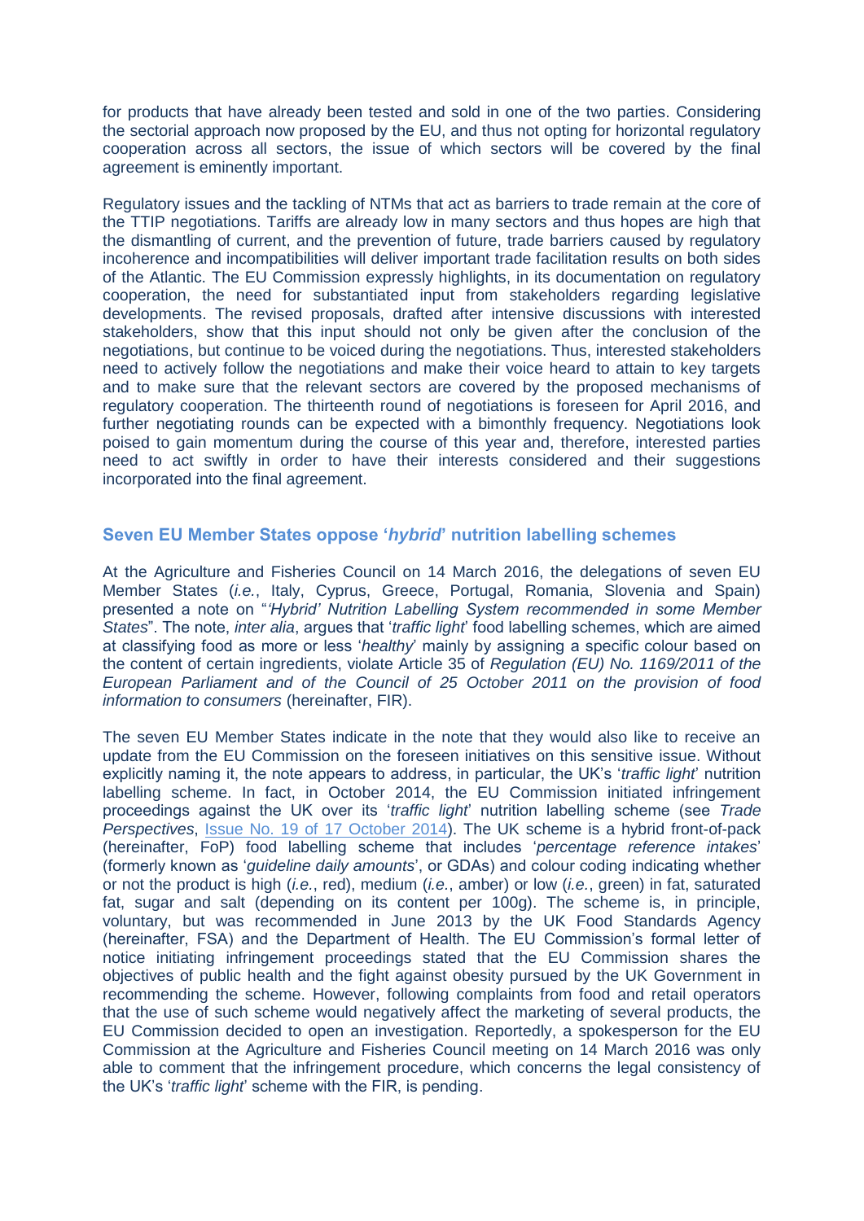for products that have already been tested and sold in one of the two parties. Considering the sectorial approach now proposed by the EU, and thus not opting for horizontal regulatory cooperation across all sectors, the issue of which sectors will be covered by the final agreement is eminently important.

Regulatory issues and the tackling of NTMs that act as barriers to trade remain at the core of the TTIP negotiations. Tariffs are already low in many sectors and thus hopes are high that the dismantling of current, and the prevention of future, trade barriers caused by regulatory incoherence and incompatibilities will deliver important trade facilitation results on both sides of the Atlantic. The EU Commission expressly highlights, in its documentation on regulatory cooperation, the need for substantiated input from stakeholders regarding legislative developments. The revised proposals, drafted after intensive discussions with interested stakeholders, show that this input should not only be given after the conclusion of the negotiations, but continue to be voiced during the negotiations. Thus, interested stakeholders need to actively follow the negotiations and make their voice heard to attain to key targets and to make sure that the relevant sectors are covered by the proposed mechanisms of regulatory cooperation. The thirteenth round of negotiations is foreseen for April 2016, and further negotiating rounds can be expected with a bimonthly frequency. Negotiations look poised to gain momentum during the course of this year and, therefore, interested parties need to act swiftly in order to have their interests considered and their suggestions incorporated into the final agreement.

## Seven EU Member States oppose '*hybrid*' nutrition labelling schemes

At the Agriculture and Fisheries Council on 14 March 2016, the delegations of seven EU Member States (*i.e.*, Italy, Cyprus, Greece, Portugal, Romania, Slovenia and Spain) presented a note on "*'Hybrid' Nutrition Labelling System recommended in some Member States*". The note, *inter alia*, argues that '*traffic light*' food labelling schemes, which are aimed at classifying food as more or less '*healthy*' mainly by assigning a specific colour based on the content of certain ingredients, violate Article 35 of *Regulation (EU) No. 1169/2011 of the European Parliament and of the Council of 25 October 2011 on the provision of food information to consumers* (hereinafter, FIR).

The seven EU Member States indicate in the note that they would also like to receive an update from the EU Commission on the foreseen initiatives on this sensitive issue. Without explicitly naming it, the note appears to address, in particular, the UK's '*traffic light*' nutrition labelling scheme. In fact, in October 2014, the EU Commission initiated infringement proceedings against the UK over its '*traffic light*' nutrition labelling scheme (see *Trade Perspectives*, Issue No. 19 of 17 October 2014). The UK scheme is a hybrid front-of-pack (hereinafter, FoP) food labelling scheme that includes '*percentage reference intakes*' (formerly known as '*guideline daily amounts*', or GDAs) and colour coding indicating whether or not the product is high (*i.e.*, red), medium (*i.e.*, amber) or low (*i.e.*, green) in fat, saturated fat, sugar and salt (depending on its content per 100g). The scheme is, in principle, voluntary, but was recommended in June 2013 by the UK Food Standards Agency (hereinafter, FSA) and the Department of Health. The EU Commission's formal letter of notice initiating infringement proceedings stated that the EU Commission shares the objectives of public health and the fight against obesity pursued by the UK Government in recommending the scheme. However, following complaints from food and retail operators that the use of such scheme would negatively affect the marketing of several products, the EU Commission decided to open an investigation. Reportedly, a spokesperson for the EU Commission at the Agriculture and Fisheries Council meeting on 14 March 2016 was only able to comment that the infringement procedure, which concerns the legal consistency of the UK's '*traffic light*' scheme with the FIR, is pending.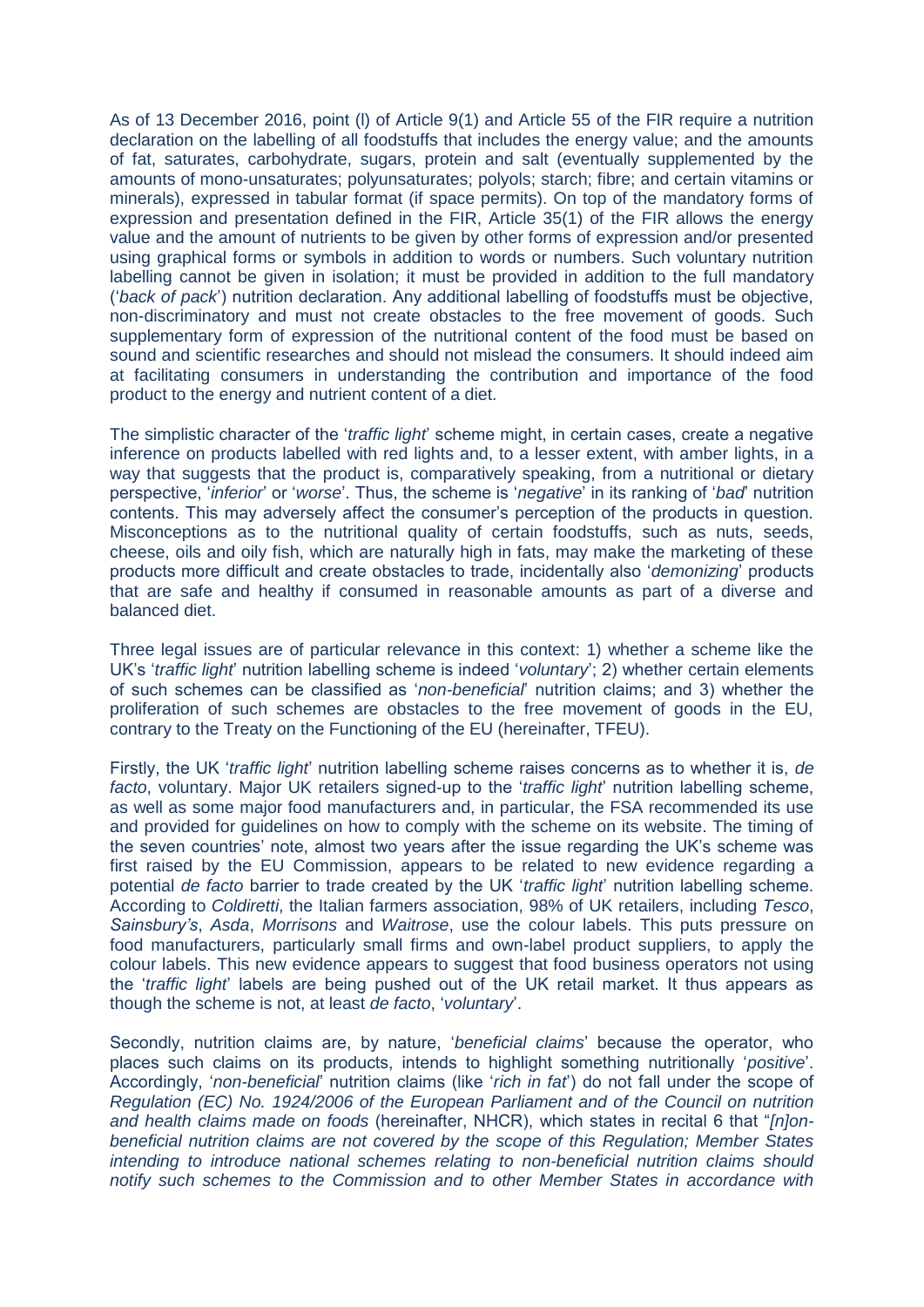As of 13 December 2016, point (l) of Article 9(1) and Article 55 of the FIR require a nutrition declaration on the labelling of all foodstuffs that includes the energy value; and the amounts of fat, saturates, carbohydrate, sugars, protein and salt (eventually supplemented by the amounts of mono-unsaturates; polyunsaturates; polyols; starch; fibre; and certain vitamins or minerals), expressed in tabular format (if space permits). On top of the mandatory forms of expression and presentation defined in the FIR, Article 35(1) of the FIR allows the energy value and the amount of nutrients to be given by other forms of expression and/or presented using graphical forms or symbols in addition to words or numbers. Such voluntary nutrition labelling cannot be given in isolation; it must be provided in addition to the full mandatory ('*back of pack*') nutrition declaration. Any additional labelling of foodstuffs must be objective, non-discriminatory and must not create obstacles to the free movement of goods. Such supplementary form of expression of the nutritional content of the food must be based on sound and scientific researches and should not mislead the consumers. It should indeed aim at facilitating consumers in understanding the contribution and importance of the food product to the energy and nutrient content of a diet.

The simplistic character of the '*traffic light*' scheme might, in certain cases, create a negative inference on products labelled with red lights and, to a lesser extent, with amber lights, in a way that suggests that the product is, comparatively speaking, from a nutritional or dietary perspective, '*inferior*' or '*worse*'. Thus, the scheme is '*negative*' in its ranking of '*bad*' nutrition contents. This may adversely affect the consumer's perception of the products in question. Misconceptions as to the nutritional quality of certain foodstuffs, such as nuts, seeds, cheese, oils and oily fish, which are naturally high in fats, may make the marketing of these products more difficult and create obstacles to trade, incidentally also '*demonizing*' products that are safe and healthy if consumed in reasonable amounts as part of a diverse and balanced diet.

Three legal issues are of particular relevance in this context: 1) whether a scheme like the UK's '*traffic light*' nutrition labelling scheme is indeed '*voluntary*'; 2) whether certain elements of such schemes can be classified as '*non-beneficial*' nutrition claims; and 3) whether the proliferation of such schemes are obstacles to the free movement of goods in the EU, contrary to the Treaty on the Functioning of the EU (hereinafter, TFEU).

Firstly, the UK '*traffic light*' nutrition labelling scheme raises concerns as to whether it is, *de facto*, voluntary. Major UK retailers signed-up to the '*traffic light*' nutrition labelling scheme, as well as some major food manufacturers and, in particular, the FSA recommended its use and provided for guidelines on how to comply with the scheme on its website. The timing of the seven countries' note, almost two years after the issue regarding the UK's scheme was first raised by the EU Commission, appears to be related to new evidence regarding a potential *de facto* barrier to trade created by the UK '*traffic light*' nutrition labelling scheme. According to *Coldiretti*, the Italian farmers association, 98% of UK retailers, including *Tesco*, *Sainsbury's*, *Asda*, *Morrisons* and *Waitrose*, use the colour labels. This puts pressure on food manufacturers, particularly small firms and own-label product suppliers, to apply the colour labels. This new evidence appears to suggest that food business operators not using the '*traffic light*' labels are being pushed out of the UK retail market. It thus appears as though the scheme is not, at least *de facto*, '*voluntary*'.

Secondly, nutrition claims are, by nature, '*beneficial claims*' because the operator, who places such claims on its products, intends to highlight something nutritionally '*positive*'. Accordingly, '*non-beneficial*' nutrition claims (like '*rich in fat*') do not fall under the scope of *Regulation (EC) No. 1924/2006 of the European Parliament and of the Council on nutrition and health claims made on foods* (hereinafter, NHCR), which states in recital 6 that "*[n]on-beneficial nutrition claims are not covered by the scope of this Regulation; Member States intending to introduce national schemes relating to non-beneficial nutrition claims should notify such schemes to the Commission and to other Member States in accordance with*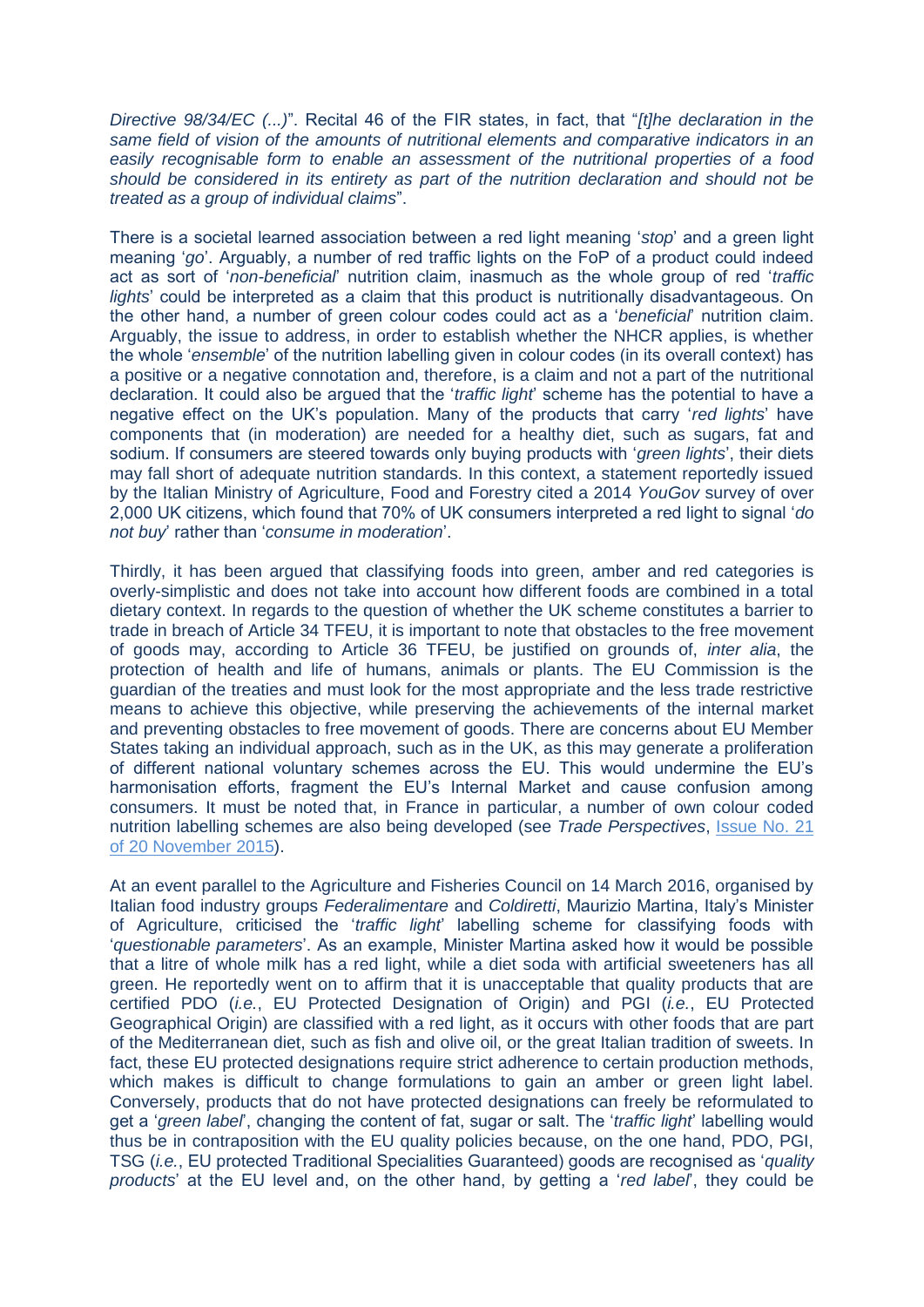*Directive 98/34/EC (...)*". Recital 46 of the FIR states, in fact, that "*[t]he declaration in the same field of vision of the amounts of nutritional elements and comparative indicators in an easily recognisable form to enable an assessment of the nutritional properties of a food should be considered in its entirety as part of the nutrition declaration and should not be treated as a group of individual claims*".

There is a societal learned association between a red light meaning '*stop*' and a green light meaning '*go*'. Arguably, a number of red traffic lights on the FoP of a product could indeed act as sort of '*non-beneficial*' nutrition claim, inasmuch as the whole group of red '*traffic lights*' could be interpreted as a claim that this product is nutritionally disadvantageous. On the other hand, a number of green colour codes could act as a '*beneficial*' nutrition claim. Arguably, the issue to address, in order to establish whether the NHCR applies, is whether the whole '*ensemble*' of the nutrition labelling given in colour codes (in its overall context) has a positive or a negative connotation and, therefore, is a claim and not a part of the nutritional declaration. It could also be argued that the '*traffic light*' scheme has the potential to have a negative effect on the UK's population. Many of the products that carry '*red lights*' have components that (in moderation) are needed for a healthy diet, such as sugars, fat and sodium. If consumers are steered towards only buying products with '*green lights*', their diets may fall short of adequate nutrition standards. In this context, a statement reportedly issued by the Italian Ministry of Agriculture, Food and Forestry cited a 2014 *YouGov* survey of over 2,000 UK citizens, which found that 70% of UK consumers interpreted a red light to signal '*do not buy*' rather than '*consume in moderation*'.

Thirdly, it has been argued that classifying foods into green, amber and red categories is overly-simplistic and does not take into account how different foods are combined in a total dietary context. In regards to the question of whether the UK scheme constitutes a barrier to trade in breach of Article 34 TFEU, it is important to note that obstacles to the free movement of goods may, according to Article 36 TFEU, be justified on grounds of, *inter alia*, the protection of health and life of humans, animals or plants. The EU Commission is the guardian of the treaties and must look for the most appropriate and the less trade restrictive means to achieve this objective, while preserving the achievements of the internal market and preventing obstacles to free movement of goods. There are concerns about EU Member States taking an individual approach, such as in the UK, as this may generate a proliferation of different national voluntary schemes across the EU. This would undermine the EU's harmonisation efforts, fragment the EU's Internal Market and cause confusion among consumers. It must be noted that, in France in particular, a number of own colour coded nutrition labelling schemes are also being developed (see *Trade Perspectives*, Issue No. 21 of 20 November 2015).

At an event parallel to the Agriculture and Fisheries Council on 14 March 2016, organised by Italian food industry groups *Federalimentare* and *Coldiretti*, Maurizio Martina, Italy's Minister of Agriculture, criticised the '*traffic light*' labelling scheme for classifying foods with '*questionable parameters*'. As an example, Minister Martina asked how it would be possible that a litre of whole milk has a red light, while a diet soda with artificial sweeteners has all green. He reportedly went on to affirm that it is unacceptable that quality products that are certified PDO (*i.e.*, EU Protected Designation of Origin) and PGI (*i.e.*, EU Protected Geographical Origin) are classified with a red light, as it occurs with other foods that are part of the Mediterranean diet, such as fish and olive oil, or the great Italian tradition of sweets. In fact, these EU protected designations require strict adherence to certain production methods, which makes is difficult to change formulations to gain an amber or green light label. Conversely, products that do not have protected designations can freely be reformulated to get a '*green label*', changing the content of fat, sugar or salt. The '*traffic light*' labelling would thus be in contraposition with the EU quality policies because, on the one hand, PDO, PGI, TSG (*i.e.*, EU protected Traditional Specialities Guaranteed) goods are recognised as '*quality products*' at the EU level and, on the other hand, by getting a '*red label*', they could be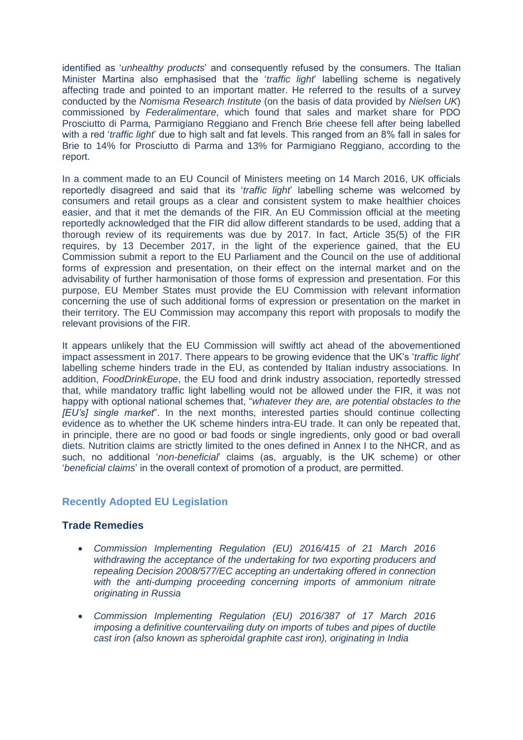identified as '*unhealthy products*' and consequently refused by the consumers. The Italian Minister Martina also emphasised that the '*traffic light*' labelling scheme is negatively affecting trade and pointed to an important matter. He referred to the results of a survey conducted by the *Nomisma Research Institute* (on the basis of data provided by *Nielsen UK*) commissioned by *Federalimentare*, which found that sales and market share for PDO Prosciutto di Parma, Parmigiano Reggiano and French Brie cheese fell after being labelled with a red '*traffic light*' due to high salt and fat levels. This ranged from an 8% fall in sales for Brie to 14% for Prosciutto di Parma and 13% for Parmigiano Reggiano, according to the report.

In a comment made to an EU Council of Ministers meeting on 14 March 2016, UK officials reportedly disagreed and said that its '*traffic light*' labelling scheme was welcomed by consumers and retail groups as a clear and consistent system to make healthier choices easier, and that it met the demands of the FIR. An EU Commission official at the meeting reportedly acknowledged that the FIR did allow different standards to be used, adding that a thorough review of its requirements was due by 2017. In fact, Article 35(5) of the FIR requires, by 13 December 2017, in the light of the experience gained, that the EU Commission submit a report to the EU Parliament and the Council on the use of additional forms of expression and presentation, on their effect on the internal market and on the advisability of further harmonisation of those forms of expression and presentation. For this purpose, EU Member States must provide the EU Commission with relevant information concerning the use of such additional forms of expression or presentation on the market in their territory. The EU Commission may accompany this report with proposals to modify the relevant provisions of the FIR.

It appears unlikely that the EU Commission will swiftly act ahead of the abovementioned impact assessment in 2017. There appears to be growing evidence that the UK's '*traffic light*' labelling scheme hinders trade in the EU, as contended by Italian industry associations. In addition, *FoodDrinkEurope*, the EU food and drink industry association, reportedly stressed that, while mandatory traffic light labelling would not be allowed under the FIR, it was not happy with optional national schemes that, "*whatever they are, are potential obstacles to the [EU's] single market*". In the next months, interested parties should continue collecting evidence as to whether the UK scheme hinders intra-EU trade. It can only be repeated that, in principle, there are no good or bad foods or single ingredients, only good or bad overall diets. Nutrition claims are strictly limited to the ones defined in Annex I to the NHCR, and as such, no additional '*non-beneficial*' claims (as, arguably, is the UK scheme) or other '*beneficial claims*' in the overall context of promotion of a product, are permitted.

## Recently Adopted EU Legislation

### Trade Remedies

- *Commission Implementing Regulation (EU) 2016/415 of 21 March 2016 withdrawing the acceptance of the undertaking for two exporting producers and repealing Decision 2008/577/EC accepting an undertaking offered in connection with the anti-dumping proceeding concerning imports of ammonium nitrate originating in Russia*

- *Commission Implementing Regulation (EU) 2016/387 of 17 March 2016 imposing a definitive countervailing duty on imports of tubes and pipes of ductile cast iron (also known as spheroidal graphite cast iron), originating in India*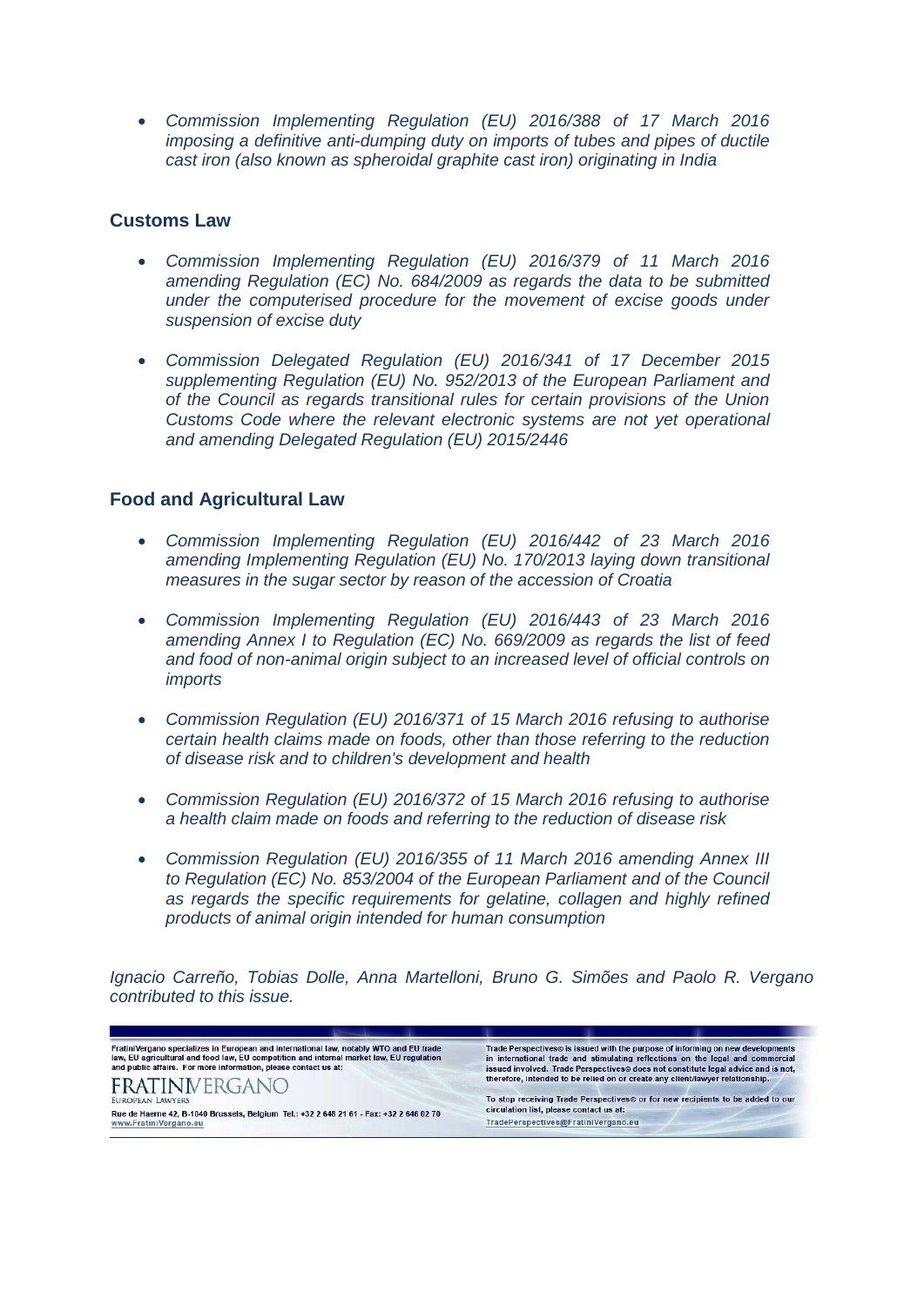- *Commission Implementing Regulation (EU) 2016/388 of 17 March 2016 imposing a definitive anti-dumping duty on imports of tubes and pipes of ductile cast iron (also known as spheroidal graphite cast iron) originating in India*

### Customs Law

- *Commission Implementing Regulation (EU) 2016/379 of 11 March 2016 amending Regulation (EC) No. 684/2009 as regards the data to be submitted under the computerised procedure for the movement of excise goods under suspension of excise duty*

- *Commission Delegated Regulation (EU) 2016/341 of 17 December 2015 supplementing Regulation (EU) No. 952/2013 of the European Parliament and of the Council as regards transitional rules for certain provisions of the Union Customs Code where the relevant electronic systems are not yet operational and amending Delegated Regulation (EU) 2015/2446*

### Food and Agricultural Law

- *Commission Implementing Regulation (EU) 2016/442 of 23 March 2016 amending Implementing Regulation (EU) No. 170/2013 laying down transitional measures in the sugar sector by reason of the accession of Croatia*

- *Commission Implementing Regulation (EU) 2016/443 of 23 March 2016 amending Annex I to Regulation (EC) No. 669/2009 as regards the list of feed and food of non-animal origin subject to an increased level of official controls on imports*

- *Commission Regulation (EU) 2016/371 of 15 March 2016 refusing to authorise certain health claims made on foods, other than those referring to the reduction of disease risk and to children's development and health*

- *Commission Regulation (EU) 2016/372 of 15 March 2016 refusing to authorise a health claim made on foods and referring to the reduction of disease risk*

- *Commission Regulation (EU) 2016/355 of 11 March 2016 amending Annex III to Regulation (EC) No. 853/2004 of the European Parliament and of the Council as regards the specific requirements for gelatine, collagen and highly refined products of animal origin intended for human consumption*

*Ignacio Carreño, Tobias Dolle, Anna Martelloni, Bruno G. Simões and Paolo R. Vergano contributed to this issue.*

FratiniVergano specializes in European and international law, notably WTO and EU trade law, EU agricultural and food law, EU competition and internal market law, EU regulation and public affairs. For more information, please contact us at:

FRATINIVERGANO
EUROPEAN LAWYERS

Rue de Haerne 42, B-1040 Brussels, Belgium Tel.: +32 2 648 21 61 - Fax: +32 2 646 02 70
www.FratiniVergano.eu

Trade Perspectives© is issued with the purpose of informing on new developments in international trade and stimulating reflections on the legal and commercial issued involved. Trade Perspectives© does not constitute legal advice and is not, therefore, intended to be relied on or create any client/lawyer relationship.

To stop receiving Trade Perspectives© or for new recipients to be added to our circulation list, please contact us at:
TradePerspectives@FratiniVergano.eu